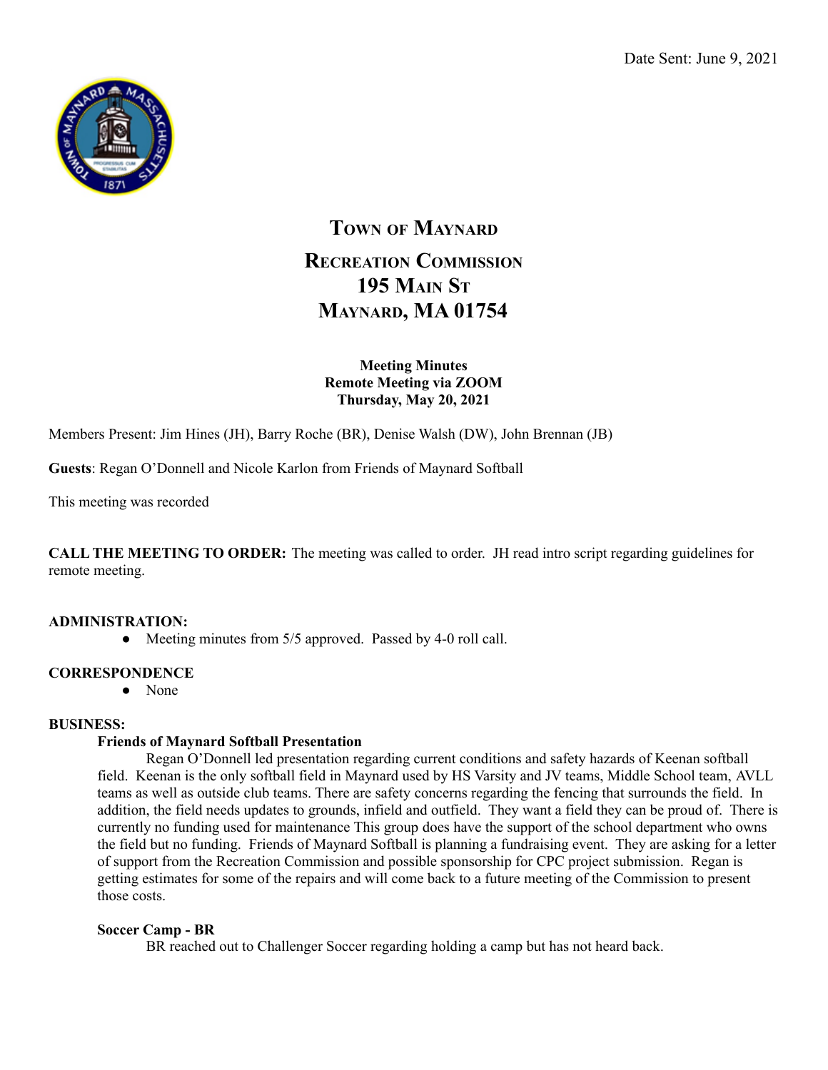Date Sent: June 9, 2021

# Town of Maynard

## Recreation Commission
## 195 Main St
## Maynard, MA 01754

**Meeting Minutes**
**Remote Meeting via ZOOM**
**Thursday, May 20, 2021**

Members Present: Jim Hines (JH), Barry Roche (BR), Denise Walsh (DW), John Brennan (JB)

**Guests**: Regan O'Donnell and Nicole Karlon from Friends of Maynard Softball

This meeting was recorded

**CALL THE MEETING TO ORDER:** The meeting was called to order. JH read intro script regarding guidelines for remote meeting.

**ADMINISTRATION:**

- Meeting minutes from 5/5 approved. Passed by 4-0 roll call.

**CORRESPONDENCE**

- None

**BUSINESS:**

**Friends of Maynard Softball Presentation**

Regan O'Donnell led presentation regarding current conditions and safety hazards of Keenan softball field. Keenan is the only softball field in Maynard used by HS Varsity and JV teams, Middle School team, AVLL teams as well as outside club teams. There are safety concerns regarding the fencing that surrounds the field. In addition, the field needs updates to grounds, infield and outfield. They want a field they can be proud of. There is currently no funding used for maintenance This group does have the support of the school department who owns the field but no funding. Friends of Maynard Softball is planning a fundraising event. They are asking for a letter of support from the Recreation Commission and possible sponsorship for CPC project submission. Regan is getting estimates for some of the repairs and will come back to a future meeting of the Commission to present those costs.

**Soccer Camp - BR**

BR reached out to Challenger Soccer regarding holding a camp but has not heard back.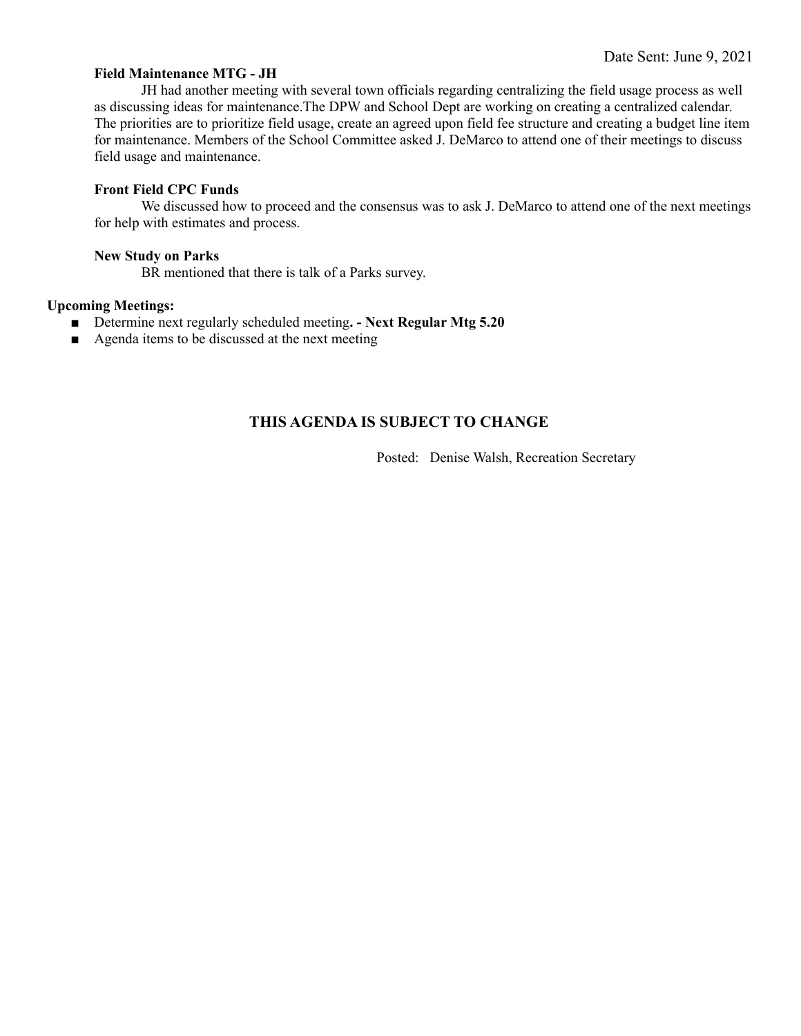Date Sent: June 9, 2021

**Field Maintenance MTG - JH**

JH had another meeting with several town officials regarding centralizing the field usage process as well as discussing ideas for maintenance.The DPW and School Dept are working on creating a centralized calendar. The priorities are to prioritize field usage, create an agreed upon field fee structure and creating a budget line item for maintenance. Members of the School Committee asked J. DeMarco to attend one of their meetings to discuss field usage and maintenance.

**Front Field CPC Funds**

We discussed how to proceed and the consensus was to ask J. DeMarco to attend one of the next meetings for help with estimates and process.

**New Study on Parks**

BR mentioned that there is talk of a Parks survey.

**Upcoming Meetings:**

- Determine next regularly scheduled meeting**. - Next Regular Mtg 5.20**
- Agenda items to be discussed at the next meeting

**THIS AGENDA IS SUBJECT TO CHANGE**

Posted: Denise Walsh, Recreation Secretary